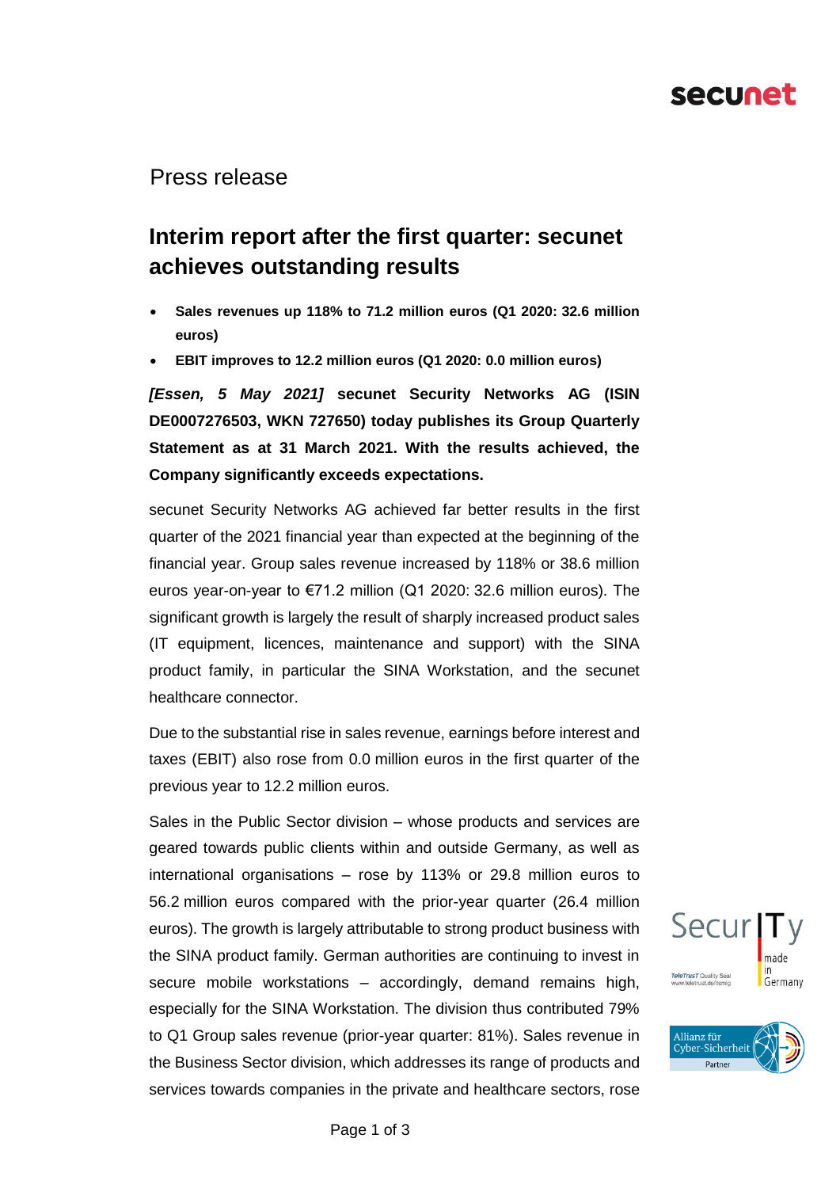Press release

# Interim report after the first quarter: secunet achieves outstanding results

- **Sales revenues up 118% to 71.2 million euros (Q1 2020: 32.6 million euros)**
- **EBIT improves to 12.2 million euros (Q1 2020: 0.0 million euros)**

***[Essen, 5 May 2021]*** **secunet Security Networks AG (ISIN DE0007276503, WKN 727650) today publishes its Group Quarterly Statement as at 31 March 2021. With the results achieved, the Company significantly exceeds expectations.**

secunet Security Networks AG achieved far better results in the first quarter of the 2021 financial year than expected at the beginning of the financial year. Group sales revenue increased by 118% or 38.6 million euros year-on-year to €71.2 million (Q1 2020: 32.6 million euros). The significant growth is largely the result of sharply increased product sales (IT equipment, licences, maintenance and support) with the SINA product family, in particular the SINA Workstation, and the secunet healthcare connector.

Due to the substantial rise in sales revenue, earnings before interest and taxes (EBIT) also rose from 0.0 million euros in the first quarter of the previous year to 12.2 million euros.

Sales in the Public Sector division – whose products and services are geared towards public clients within and outside Germany, as well as international organisations – rose by 113% or 29.8 million euros to 56.2 million euros compared with the prior-year quarter (26.4 million euros). The growth is largely attributable to strong product business with the SINA product family. German authorities are continuing to invest in secure mobile workstations – accordingly, demand remains high, especially for the SINA Workstation. The division thus contributed 79% to Q1 Group sales revenue (prior-year quarter: 81%). Sales revenue in the Business Sector division, which addresses its range of products and services towards companies in the private and healthcare sectors, rose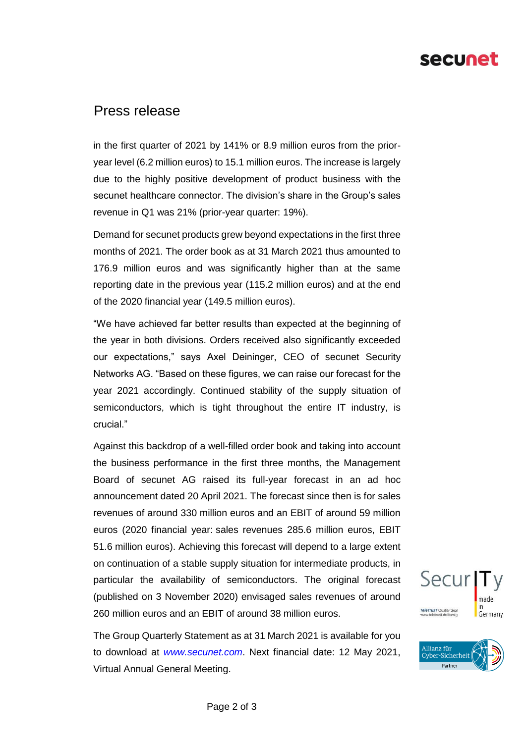# Press release

in the first quarter of 2021 by 141% or 8.9 million euros from the prior-year level (6.2 million euros) to 15.1 million euros. The increase is largely due to the highly positive development of product business with the secunet healthcare connector. The division's share in the Group's sales revenue in Q1 was 21% (prior-year quarter: 19%).

Demand for secunet products grew beyond expectations in the first three months of 2021. The order book as at 31 March 2021 thus amounted to 176.9 million euros and was significantly higher than at the same reporting date in the previous year (115.2 million euros) and at the end of the 2020 financial year (149.5 million euros).

"We have achieved far better results than expected at the beginning of the year in both divisions. Orders received also significantly exceeded our expectations," says Axel Deininger, CEO of secunet Security Networks AG. "Based on these figures, we can raise our forecast for the year 2021 accordingly. Continued stability of the supply situation of semiconductors, which is tight throughout the entire IT industry, is crucial."

Against this backdrop of a well-filled order book and taking into account the business performance in the first three months, the Management Board of secunet AG raised its full-year forecast in an ad hoc announcement dated 20 April 2021. The forecast since then is for sales revenues of around 330 million euros and an EBIT of around 59 million euros (2020 financial year: sales revenues 285.6 million euros, EBIT 51.6 million euros). Achieving this forecast will depend to a large extent on continuation of a stable supply situation for intermediate products, in particular the availability of semiconductors. The original forecast (published on 3 November 2020) envisaged sales revenues of around 260 million euros and an EBIT of around 38 million euros.

The Group Quarterly Statement as at 31 March 2021 is available for you to download at *www.secunet.com*. Next financial date: 12 May 2021, Virtual Annual General Meeting.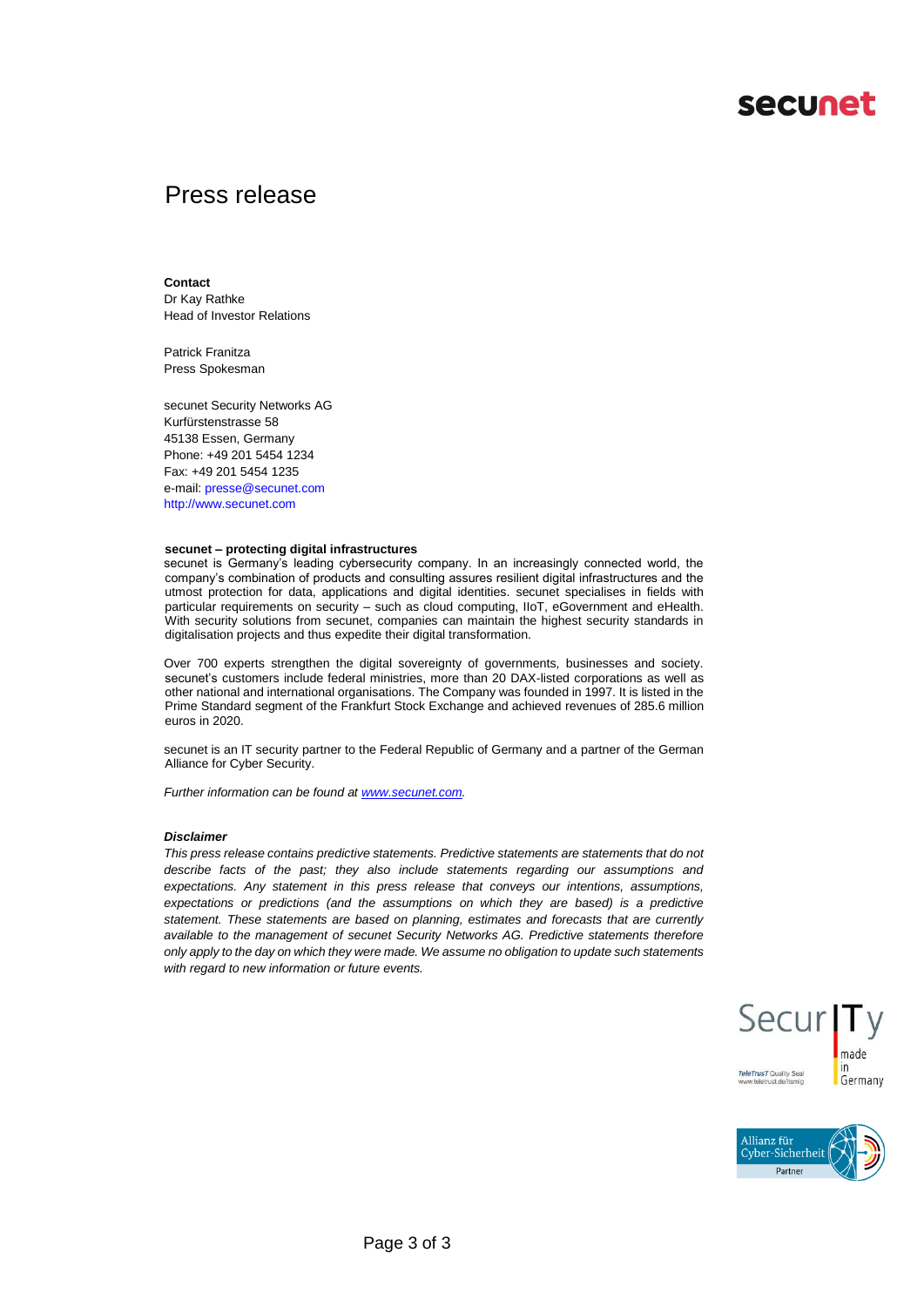# Press release

**Contact**
Dr Kay Rathke
Head of Investor Relations

Patrick Franitza
Press Spokesman

secunet Security Networks AG
Kurfürstenstrasse 58
45138 Essen, Germany
Phone: +49 201 5454 1234
Fax: +49 201 5454 1235
e-mail: presse@secunet.com
http://www.secunet.com

**secunet – protecting digital infrastructures**
secunet is Germany's leading cybersecurity company. In an increasingly connected world, the company's combination of products and consulting assures resilient digital infrastructures and the utmost protection for data, applications and digital identities. secunet specialises in fields with particular requirements on security – such as cloud computing, IIoT, eGovernment and eHealth. With security solutions from secunet, companies can maintain the highest security standards in digitalisation projects and thus expedite their digital transformation.

Over 700 experts strengthen the digital sovereignty of governments, businesses and society. secunet's customers include federal ministries, more than 20 DAX-listed corporations as well as other national and international organisations. The Company was founded in 1997. It is listed in the Prime Standard segment of the Frankfurt Stock Exchange and achieved revenues of 285.6 million euros in 2020.

secunet is an IT security partner to the Federal Republic of Germany and a partner of the German Alliance for Cyber Security.

*Further information can be found at www.secunet.com.*

***Disclaimer***
*This press release contains predictive statements. Predictive statements are statements that do not describe facts of the past; they also include statements regarding our assumptions and expectations. Any statement in this press release that conveys our intentions, assumptions, expectations or predictions (and the assumptions on which they are based) is a predictive statement. These statements are based on planning, estimates and forecasts that are currently available to the management of secunet Security Networks AG. Predictive statements therefore only apply to the day on which they were made. We assume no obligation to update such statements with regard to new information or future events.*